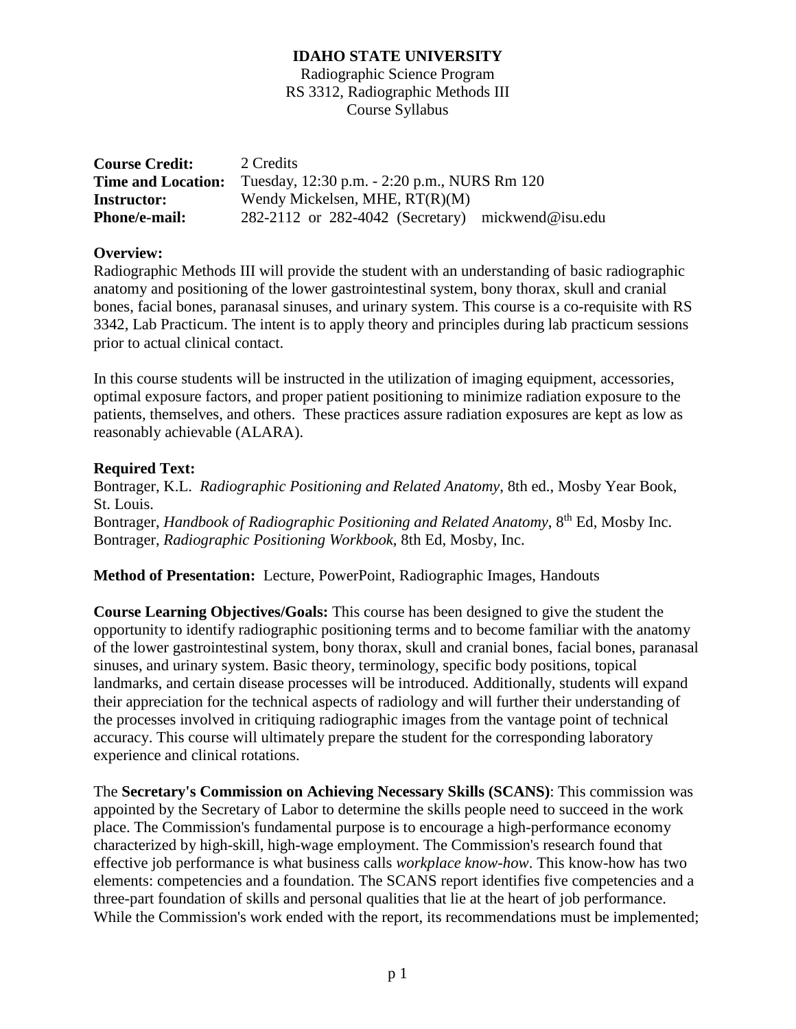**IDAHO STATE UNIVERSITY**

Radiographic Science Program
RS 3312, Radiographic Methods III
Course Syllabus

| | |
|---|---|
| **Course Credit:** | 2 Credits |
| **Time and Location:** | Tuesday, 12:30 p.m. - 2:20 p.m., NURS Rm 120 |
| **Instructor:** | Wendy Mickelsen, MHE, RT(R)(M) |
| **Phone/e-mail:** | 282-2112 or 282-4042 (Secretary) mickwend@isu.edu |

**Overview:**
Radiographic Methods III will provide the student with an understanding of basic radiographic anatomy and positioning of the lower gastrointestinal system, bony thorax, skull and cranial bones, facial bones, paranasal sinuses, and urinary system. This course is a co-requisite with RS 3342, Lab Practicum. The intent is to apply theory and principles during lab practicum sessions prior to actual clinical contact.

In this course students will be instructed in the utilization of imaging equipment, accessories, optimal exposure factors, and proper patient positioning to minimize radiation exposure to the patients, themselves, and others. These practices assure radiation exposures are kept as low as reasonably achievable (ALARA).

**Required Text:**
Bontrager, K.L. *Radiographic Positioning and Related Anatomy*, 8th ed., Mosby Year Book, St. Louis.
Bontrager, *Handbook of Radiographic Positioning and Related Anatomy*, 8th Ed, Mosby Inc.
Bontrager, *Radiographic Positioning Workbook*, 8th Ed, Mosby, Inc.

**Method of Presentation:** Lecture, PowerPoint, Radiographic Images, Handouts

**Course Learning Objectives/Goals:** This course has been designed to give the student the opportunity to identify radiographic positioning terms and to become familiar with the anatomy of the lower gastrointestinal system, bony thorax, skull and cranial bones, facial bones, paranasal sinuses, and urinary system. Basic theory, terminology, specific body positions, topical landmarks, and certain disease processes will be introduced. Additionally, students will expand their appreciation for the technical aspects of radiology and will further their understanding of the processes involved in critiquing radiographic images from the vantage point of technical accuracy. This course will ultimately prepare the student for the corresponding laboratory experience and clinical rotations.

The **Secretary's Commission on Achieving Necessary Skills (SCANS)**: This commission was appointed by the Secretary of Labor to determine the skills people need to succeed in the work place. The Commission's fundamental purpose is to encourage a high-performance economy characterized by high-skill, high-wage employment. The Commission's research found that effective job performance is what business calls *workplace know-how*. This know-how has two elements: competencies and a foundation. The SCANS report identifies five competencies and a three-part foundation of skills and personal qualities that lie at the heart of job performance. While the Commission's work ended with the report, its recommendations must be implemented;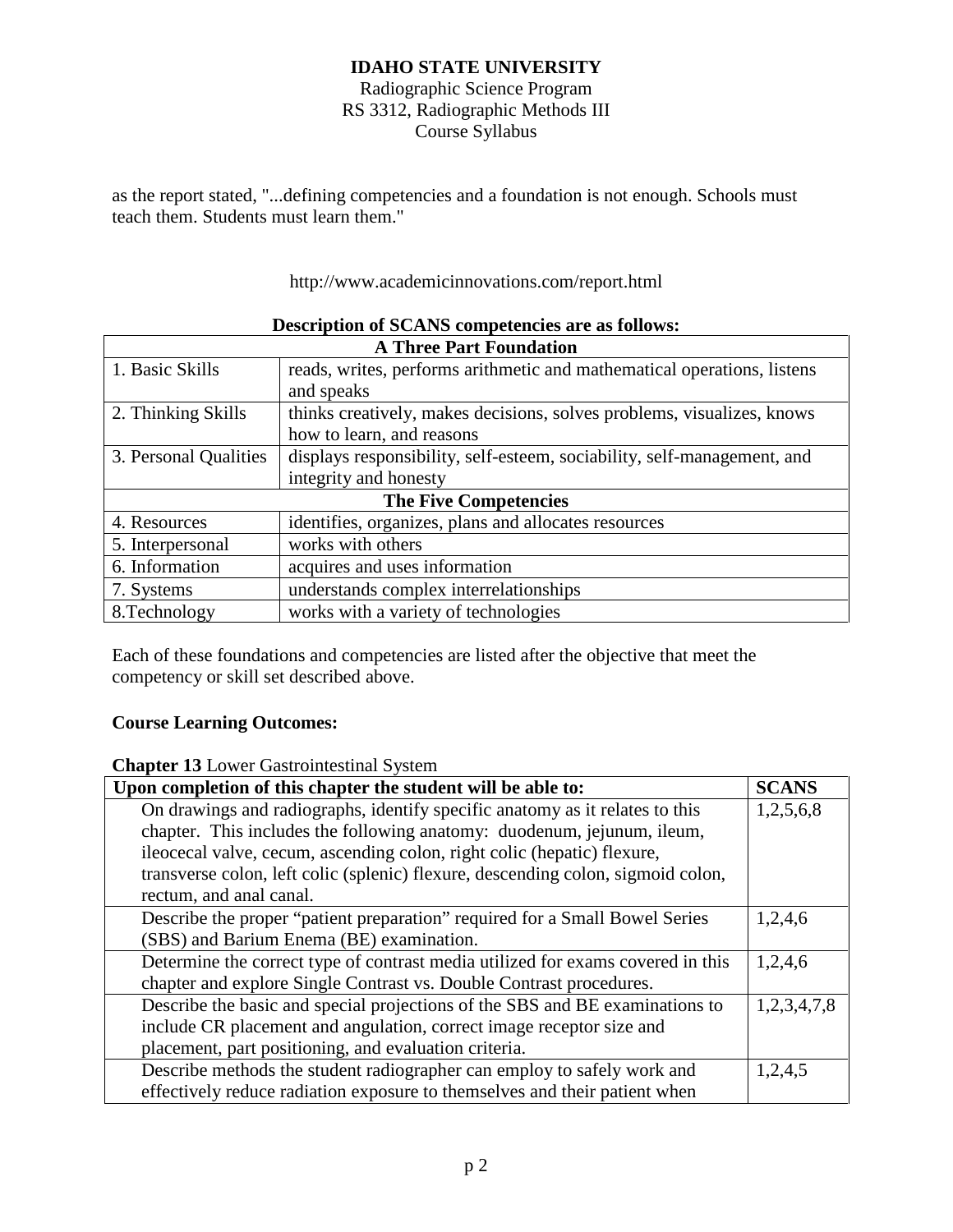as the report stated, "...defining competencies and a foundation is not enough. Schools must teach them. Students must learn them."

http://www.academicinnovations.com/report.html

**Description of SCANS competencies are as follows:**

| **A Three Part Foundation** | |
|---|---|
| 1. Basic Skills | reads, writes, performs arithmetic and mathematical operations, listens and speaks |
| 2. Thinking Skills | thinks creatively, makes decisions, solves problems, visualizes, knows how to learn, and reasons |
| 3. Personal Qualities | displays responsibility, self-esteem, sociability, self-management, and integrity and honesty |
| **The Five Competencies** | |
| 4. Resources | identifies, organizes, plans and allocates resources |
| 5. Interpersonal | works with others |
| 6. Information | acquires and uses information |
| 7. Systems | understands complex interrelationships |
| 8.Technology | works with a variety of technologies |

Each of these foundations and competencies are listed after the objective that meet the competency or skill set described above.

**Course Learning Outcomes:**

**Chapter 13** Lower Gastrointestinal System

| Upon completion of this chapter the student will be able to: | SCANS |
|---|---|
| On drawings and radiographs, identify specific anatomy as it relates to this chapter. This includes the following anatomy: duodenum, jejunum, ileum, ileocecal valve, cecum, ascending colon, right colic (hepatic) flexure, transverse colon, left colic (splenic) flexure, descending colon, sigmoid colon, rectum, and anal canal. | 1,2,5,6,8 |
| Describe the proper "patient preparation" required for a Small Bowel Series (SBS) and Barium Enema (BE) examination. | 1,2,4,6 |
| Determine the correct type of contrast media utilized for exams covered in this chapter and explore Single Contrast vs. Double Contrast procedures. | 1,2,4,6 |
| Describe the basic and special projections of the SBS and BE examinations to include CR placement and angulation, correct image receptor size and placement, part positioning, and evaluation criteria. | 1,2,3,4,7,8 |
| Describe methods the student radiographer can employ to safely work and effectively reduce radiation exposure to themselves and their patient when | 1,2,4,5 |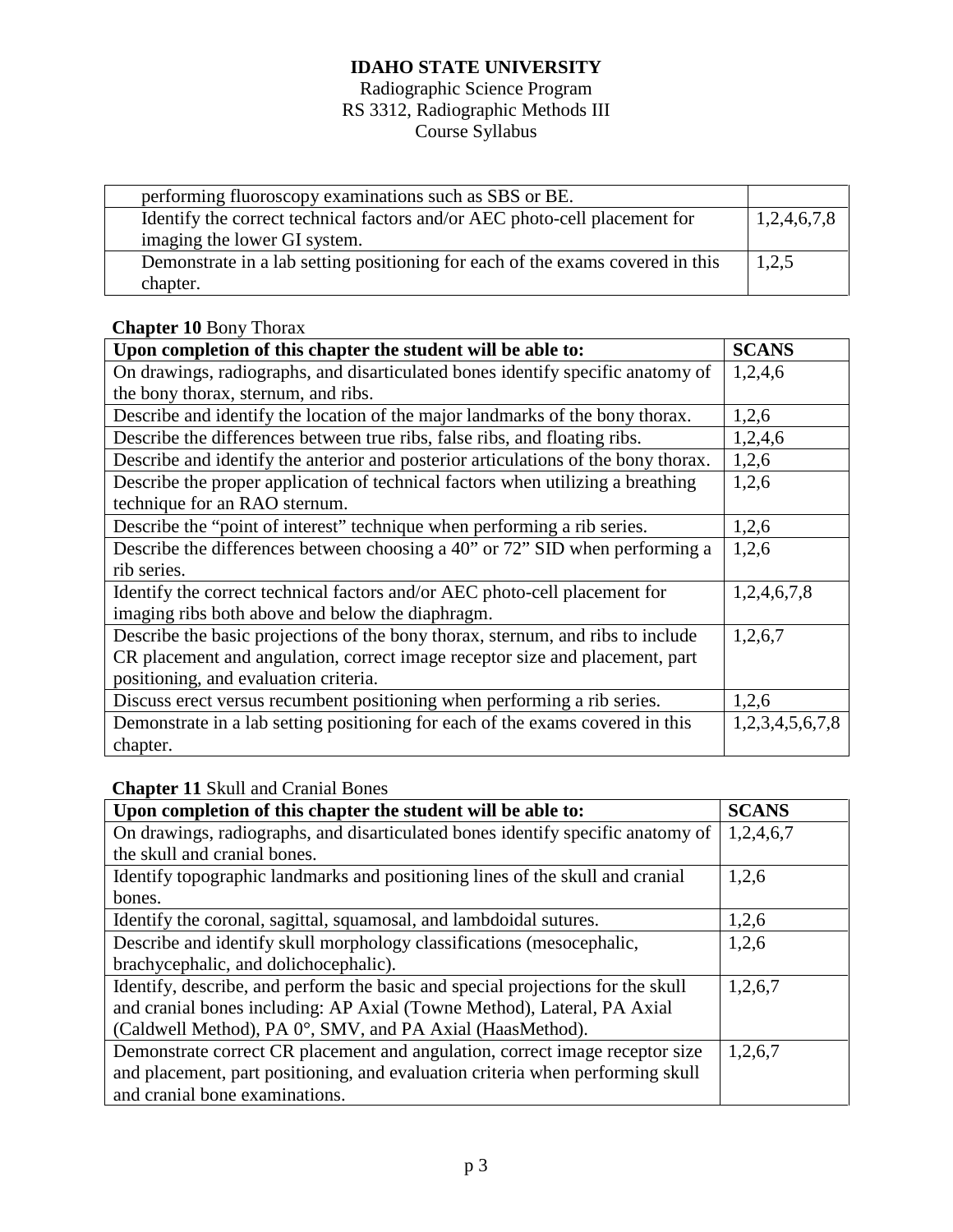| | |
|---|---|
| performing fluoroscopy examinations such as SBS or BE. | |
| Identify the correct technical factors and/or AEC photo-cell placement for imaging the lower GI system. | 1,2,4,6,7,8 |
| Demonstrate in a lab setting positioning for each of the exams covered in this chapter. | 1,2,5 |

**Chapter 10** Bony Thorax

| Upon completion of this chapter the student will be able to: | SCANS |
|---|---|
| On drawings, radiographs, and disarticulated bones identify specific anatomy of the bony thorax, sternum, and ribs. | 1,2,4,6 |
| Describe and identify the location of the major landmarks of the bony thorax. | 1,2,6 |
| Describe the differences between true ribs, false ribs, and floating ribs. | 1,2,4,6 |
| Describe and identify the anterior and posterior articulations of the bony thorax. | 1,2,6 |
| Describe the proper application of technical factors when utilizing a breathing technique for an RAO sternum. | 1,2,6 |
| Describe the "point of interest" technique when performing a rib series. | 1,2,6 |
| Describe the differences between choosing a 40" or 72" SID when performing a rib series. | 1,2,6 |
| Identify the correct technical factors and/or AEC photo-cell placement for imaging ribs both above and below the diaphragm. | 1,2,4,6,7,8 |
| Describe the basic projections of the bony thorax, sternum, and ribs to include CR placement and angulation, correct image receptor size and placement, part positioning, and evaluation criteria. | 1,2,6,7 |
| Discuss erect versus recumbent positioning when performing a rib series. | 1,2,6 |
| Demonstrate in a lab setting positioning for each of the exams covered in this chapter. | 1,2,3,4,5,6,7,8 |

**Chapter 11** Skull and Cranial Bones

| Upon completion of this chapter the student will be able to: | SCANS |
|---|---|
| On drawings, radiographs, and disarticulated bones identify specific anatomy of the skull and cranial bones. | 1,2,4,6,7 |
| Identify topographic landmarks and positioning lines of the skull and cranial bones. | 1,2,6 |
| Identify the coronal, sagittal, squamosal, and lambdoidal sutures. | 1,2,6 |
| Describe and identify skull morphology classifications (mesocephalic, brachycephalic, and dolichocephalic). | 1,2,6 |
| Identify, describe, and perform the basic and special projections for the skull and cranial bones including: AP Axial (Towne Method), Lateral, PA Axial (Caldwell Method), PA 0°, SMV, and PA Axial (HaasMethod). | 1,2,6,7 |
| Demonstrate correct CR placement and angulation, correct image receptor size and placement, part positioning, and evaluation criteria when performing skull and cranial bone examinations. | 1,2,6,7 |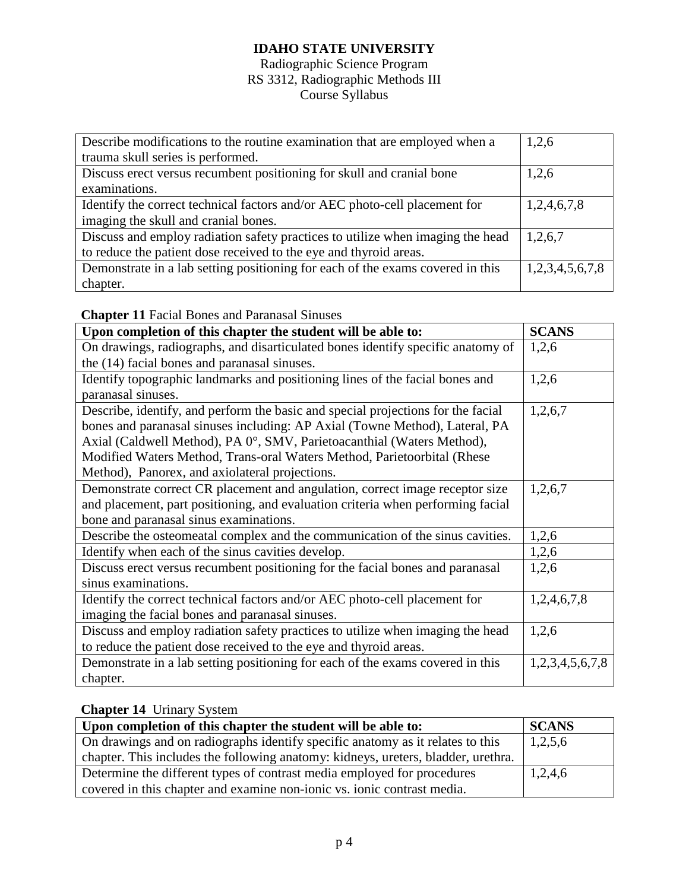**IDAHO STATE UNIVERSITY**
Radiographic Science Program
RS 3312, Radiographic Methods III
Course Syllabus

| | |
|---|---|
| Describe modifications to the routine examination that are employed when a trauma skull series is performed. | 1,2,6 |
| Discuss erect versus recumbent positioning for skull and cranial bone examinations. | 1,2,6 |
| Identify the correct technical factors and/or AEC photo-cell placement for imaging the skull and cranial bones. | 1,2,4,6,7,8 |
| Discuss and employ radiation safety practices to utilize when imaging the head to reduce the patient dose received to the eye and thyroid areas. | 1,2,6,7 |
| Demonstrate in a lab setting positioning for each of the exams covered in this chapter. | 1,2,3,4,5,6,7,8 |

**Chapter 11** Facial Bones and Paranasal Sinuses

| Upon completion of this chapter the student will be able to: | SCANS |
|---|---|
| On drawings, radiographs, and disarticulated bones identify specific anatomy of the (14) facial bones and paranasal sinuses. | 1,2,6 |
| Identify topographic landmarks and positioning lines of the facial bones and paranasal sinuses. | 1,2,6 |
| Describe, identify, and perform the basic and special projections for the facial bones and paranasal sinuses including: AP Axial (Towne Method), Lateral, PA Axial (Caldwell Method), PA 0°, SMV, Parietoacanthial (Waters Method), Modified Waters Method, Trans-oral Waters Method, Parietoorbital (Rhese Method), Panorex, and axiolateral projections. | 1,2,6,7 |
| Demonstrate correct CR placement and angulation, correct image receptor size and placement, part positioning, and evaluation criteria when performing facial bone and paranasal sinus examinations. | 1,2,6,7 |
| Describe the osteomeatal complex and the communication of the sinus cavities. | 1,2,6 |
| Identify when each of the sinus cavities develop. | 1,2,6 |
| Discuss erect versus recumbent positioning for the facial bones and paranasal sinus examinations. | 1,2,6 |
| Identify the correct technical factors and/or AEC photo-cell placement for imaging the facial bones and paranasal sinuses. | 1,2,4,6,7,8 |
| Discuss and employ radiation safety practices to utilize when imaging the head to reduce the patient dose received to the eye and thyroid areas. | 1,2,6 |
| Demonstrate in a lab setting positioning for each of the exams covered in this chapter. | 1,2,3,4,5,6,7,8 |

**Chapter 14** Urinary System

| Upon completion of this chapter the student will be able to: | SCANS |
|---|---|
| On drawings and on radiographs identify specific anatomy as it relates to this chapter. This includes the following anatomy: kidneys, ureters, bladder, urethra. | 1,2,5,6 |
| Determine the different types of contrast media employed for procedures covered in this chapter and examine non-ionic vs. ionic contrast media. | 1,2,4,6 |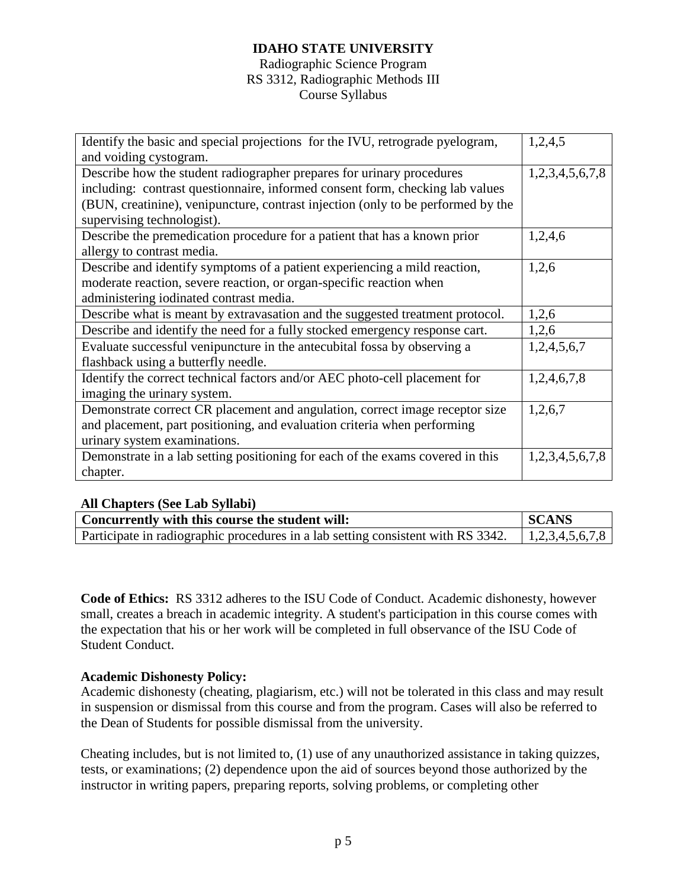**IDAHO STATE UNIVERSITY**
Radiographic Science Program
RS 3312, Radiographic Methods III
Course Syllabus

| | |
|---|---|
| Identify the basic and special projections for the IVU, retrograde pyelogram, and voiding cystogram. | 1,2,4,5 |
| Describe how the student radiographer prepares for urinary procedures including: contrast questionnaire, informed consent form, checking lab values (BUN, creatinine), venipuncture, contrast injection (only to be performed by the supervising technologist). | 1,2,3,4,5,6,7,8 |
| Describe the premedication procedure for a patient that has a known prior allergy to contrast media. | 1,2,4,6 |
| Describe and identify symptoms of a patient experiencing a mild reaction, moderate reaction, severe reaction, or organ-specific reaction when administering iodinated contrast media. | 1,2,6 |
| Describe what is meant by extravasation and the suggested treatment protocol. | 1,2,6 |
| Describe and identify the need for a fully stocked emergency response cart. | 1,2,6 |
| Evaluate successful venipuncture in the antecubital fossa by observing a flashback using a butterfly needle. | 1,2,4,5,6,7 |
| Identify the correct technical factors and/or AEC photo-cell placement for imaging the urinary system. | 1,2,4,6,7,8 |
| Demonstrate correct CR placement and angulation, correct image receptor size and placement, part positioning, and evaluation criteria when performing urinary system examinations. | 1,2,6,7 |
| Demonstrate in a lab setting positioning for each of the exams covered in this chapter. | 1,2,3,4,5,6,7,8 |

**All Chapters (See Lab Syllabi)**

| Concurrently with this course the student will: | SCANS |
|---|---|
| Participate in radiographic procedures in a lab setting consistent with RS 3342. | 1,2,3,4,5,6,7,8 |

**Code of Ethics:** RS 3312 adheres to the ISU Code of Conduct. Academic dishonesty, however small, creates a breach in academic integrity. A student's participation in this course comes with the expectation that his or her work will be completed in full observance of the ISU Code of Student Conduct.

**Academic Dishonesty Policy:**
Academic dishonesty (cheating, plagiarism, etc.) will not be tolerated in this class and may result in suspension or dismissal from this course and from the program. Cases will also be referred to the Dean of Students for possible dismissal from the university.

Cheating includes, but is not limited to, (1) use of any unauthorized assistance in taking quizzes, tests, or examinations; (2) dependence upon the aid of sources beyond those authorized by the instructor in writing papers, preparing reports, solving problems, or completing other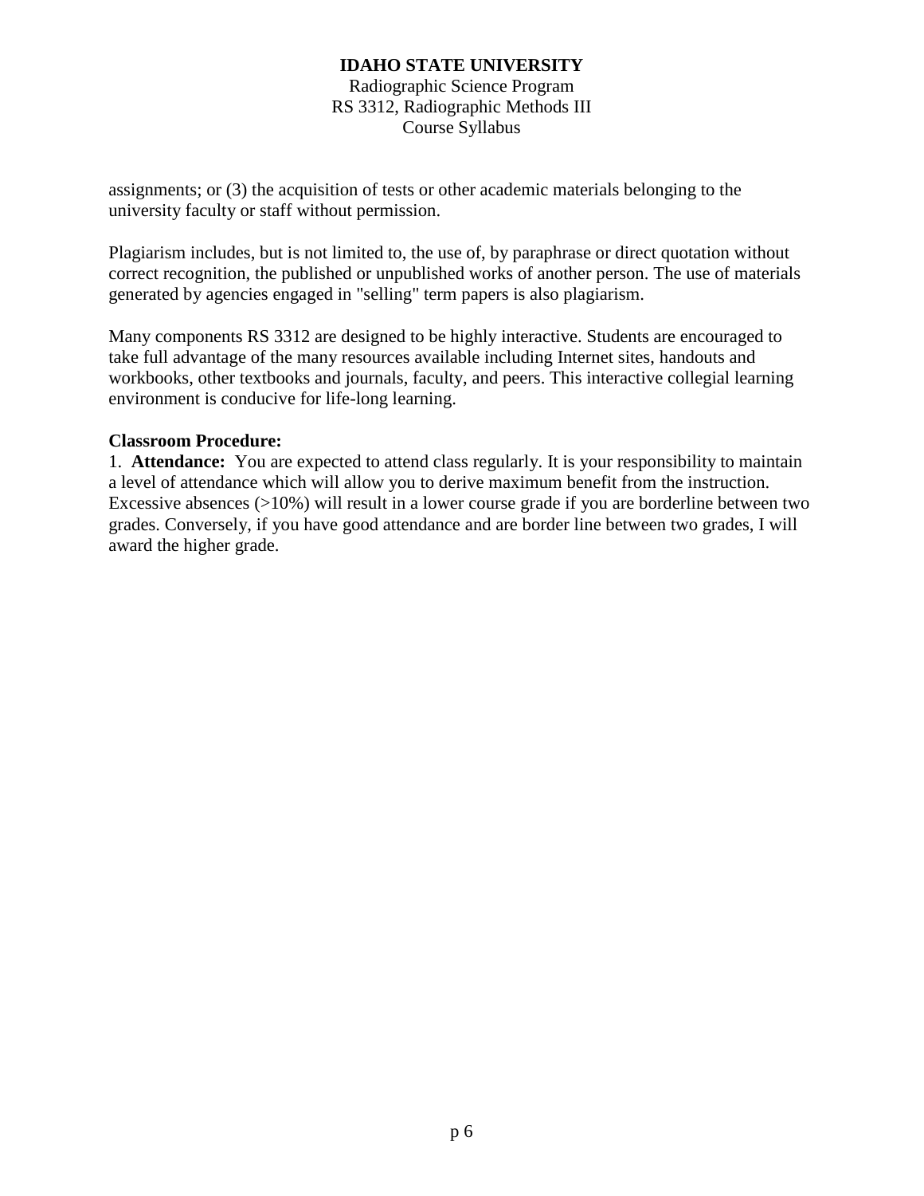assignments; or (3) the acquisition of tests or other academic materials belonging to the university faculty or staff without permission.

Plagiarism includes, but is not limited to, the use of, by paraphrase or direct quotation without correct recognition, the published or unpublished works of another person. The use of materials generated by agencies engaged in "selling" term papers is also plagiarism.

Many components RS 3312 are designed to be highly interactive. Students are encouraged to take full advantage of the many resources available including Internet sites, handouts and workbooks, other textbooks and journals, faculty, and peers. This interactive collegial learning environment is conducive for life-long learning.

**Classroom Procedure:**

1. **Attendance:** You are expected to attend class regularly. It is your responsibility to maintain a level of attendance which will allow you to derive maximum benefit from the instruction. Excessive absences (>10%) will result in a lower course grade if you are borderline between two grades. Conversely, if you have good attendance and are border line between two grades, I will award the higher grade.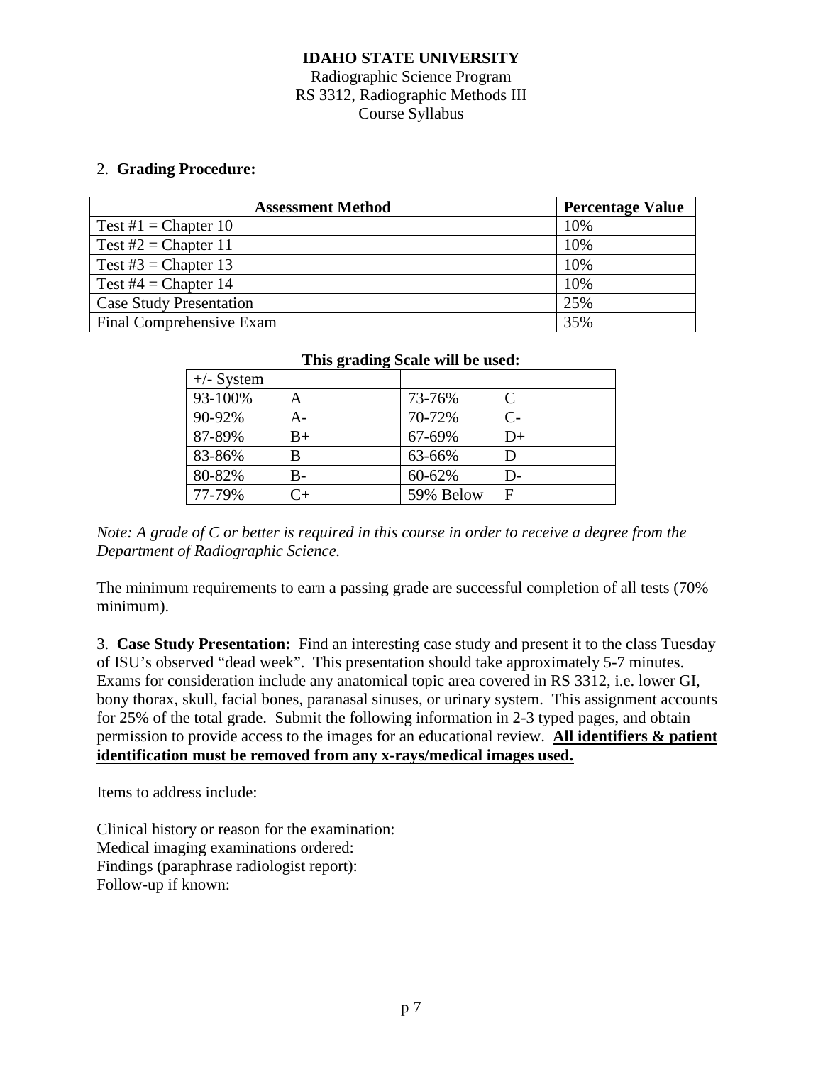**IDAHO STATE UNIVERSITY**
Radiographic Science Program
RS 3312, Radiographic Methods III
Course Syllabus

2. **Grading Procedure:**

| Assessment Method | Percentage Value |
|---|---|
| Test #1 = Chapter 10 | 10% |
| Test #2 = Chapter 11 | 10% |
| Test #3 = Chapter 13 | 10% |
| Test #4 = Chapter 14 | 10% |
| Case Study Presentation | 25% |
| Final Comprehensive Exam | 35% |

**This grading Scale will be used:**

| +/- System | | | |
|---|---|---|---|
| 93-100% | A | 73-76% | C |
| 90-92% | A- | 70-72% | C- |
| 87-89% | B+ | 67-69% | D+ |
| 83-86% | B | 63-66% | D |
| 80-82% | B- | 60-62% | D- |
| 77-79% | C+ | 59% Below | F |

*Note: A grade of C or better is required in this course in order to receive a degree from the Department of Radiographic Science.*

The minimum requirements to earn a passing grade are successful completion of all tests (70% minimum).

3. **Case Study Presentation:** Find an interesting case study and present it to the class Tuesday of ISU's observed "dead week". This presentation should take approximately 5-7 minutes. Exams for consideration include any anatomical topic area covered in RS 3312, i.e. lower GI, bony thorax, skull, facial bones, paranasal sinuses, or urinary system. This assignment accounts for 25% of the total grade. Submit the following information in 2-3 typed pages, and obtain permission to provide access to the images for an educational review. **<u>All identifiers & patient identification must be removed from any x-rays/medical images used.</u>**

Items to address include:

Clinical history or reason for the examination:
Medical imaging examinations ordered:
Findings (paraphrase radiologist report):
Follow-up if known: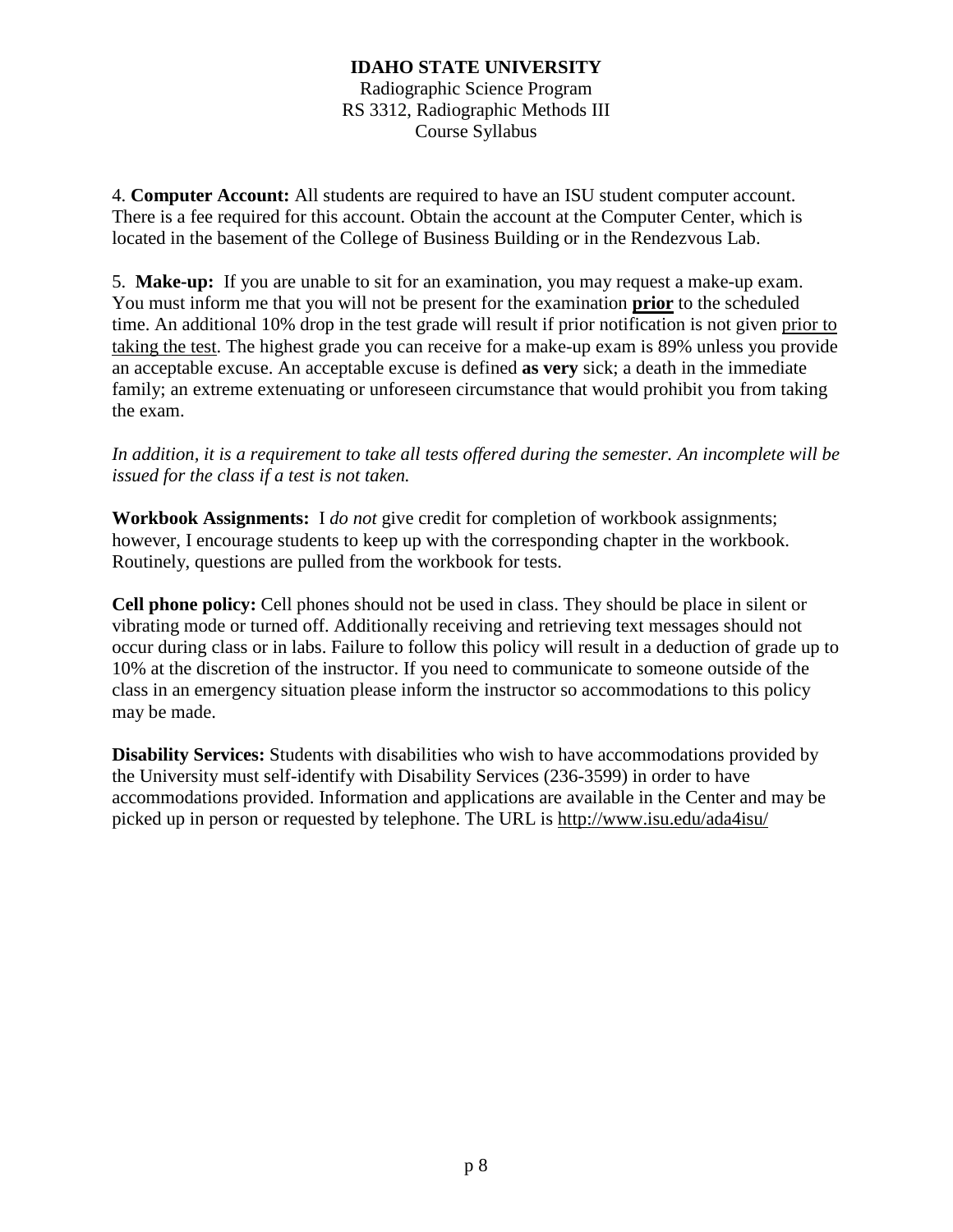4. **Computer Account:** All students are required to have an ISU student computer account. There is a fee required for this account. Obtain the account at the Computer Center, which is located in the basement of the College of Business Building or in the Rendezvous Lab.

5. **Make-up:** If you are unable to sit for an examination, you may request a make-up exam. You must inform me that you will not be present for the examination **prior** to the scheduled time. An additional 10% drop in the test grade will result if prior notification is not given prior to taking the test. The highest grade you can receive for a make-up exam is 89% unless you provide an acceptable excuse. An acceptable excuse is defined **as very** sick; a death in the immediate family; an extreme extenuating or unforeseen circumstance that would prohibit you from taking the exam.

*In addition, it is a requirement to take all tests offered during the semester. An incomplete will be issued for the class if a test is not taken.*

**Workbook Assignments:** I *do not* give credit for completion of workbook assignments; however, I encourage students to keep up with the corresponding chapter in the workbook. Routinely, questions are pulled from the workbook for tests.

**Cell phone policy:** Cell phones should not be used in class. They should be place in silent or vibrating mode or turned off. Additionally receiving and retrieving text messages should not occur during class or in labs. Failure to follow this policy will result in a deduction of grade up to 10% at the discretion of the instructor. If you need to communicate to someone outside of the class in an emergency situation please inform the instructor so accommodations to this policy may be made.

**Disability Services:** Students with disabilities who wish to have accommodations provided by the University must self-identify with Disability Services (236-3599) in order to have accommodations provided. Information and applications are available in the Center and may be picked up in person or requested by telephone. The URL is http://www.isu.edu/ada4isu/